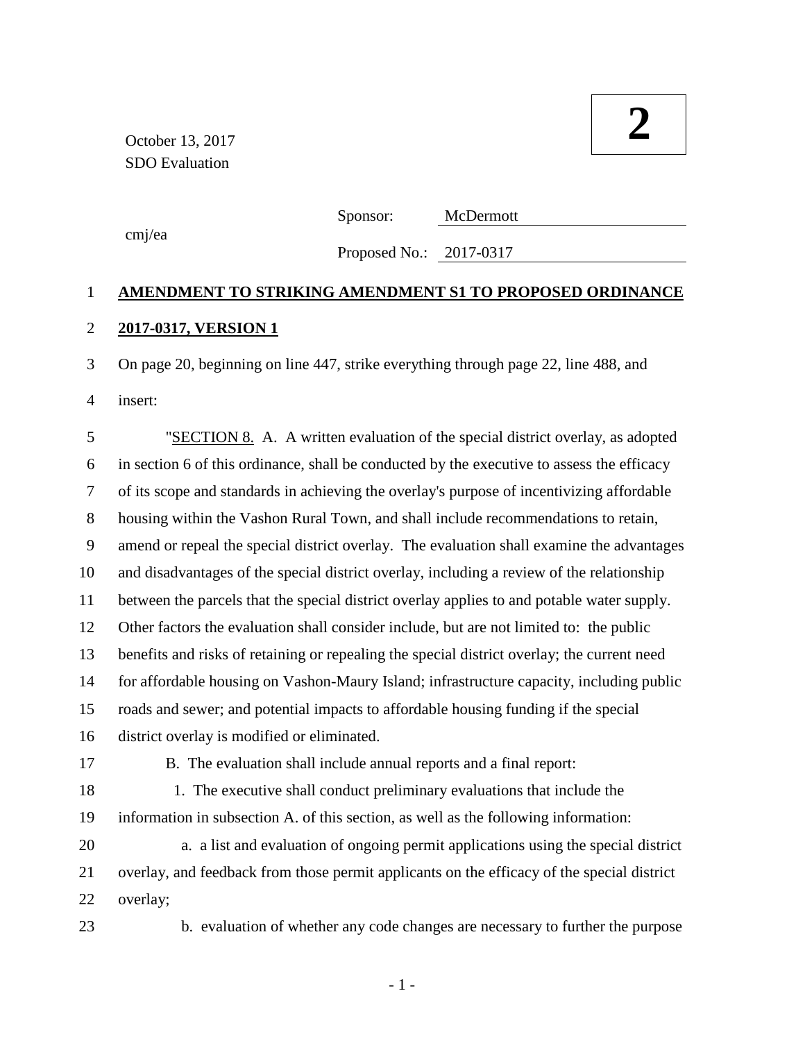October 13, 2017
SDO Evaluation

**2**

cmj/ea

Sponsor: McDermott

Proposed No.: 2017-0317

**AMENDMENT TO STRIKING AMENDMENT S1 TO PROPOSED ORDINANCE 2017-0317, VERSION 1**

On page 20, beginning on line 447, strike everything through page 22, line 488, and insert:

"SECTION 8. A. A written evaluation of the special district overlay, as adopted in section 6 of this ordinance, shall be conducted by the executive to assess the efficacy of its scope and standards in achieving the overlay's purpose of incentivizing affordable housing within the Vashon Rural Town, and shall include recommendations to retain, amend or repeal the special district overlay. The evaluation shall examine the advantages and disadvantages of the special district overlay, including a review of the relationship between the parcels that the special district overlay applies to and potable water supply. Other factors the evaluation shall consider include, but are not limited to: the public benefits and risks of retaining or repealing the special district overlay; the current need for affordable housing on Vashon-Maury Island; infrastructure capacity, including public roads and sewer; and potential impacts to affordable housing funding if the special district overlay is modified or eliminated.

B. The evaluation shall include annual reports and a final report:

1. The executive shall conduct preliminary evaluations that include the information in subsection A. of this section, as well as the following information:

a. a list and evaluation of ongoing permit applications using the special district overlay, and feedback from those permit applicants on the efficacy of the special district overlay;

b. evaluation of whether any code changes are necessary to further the purpose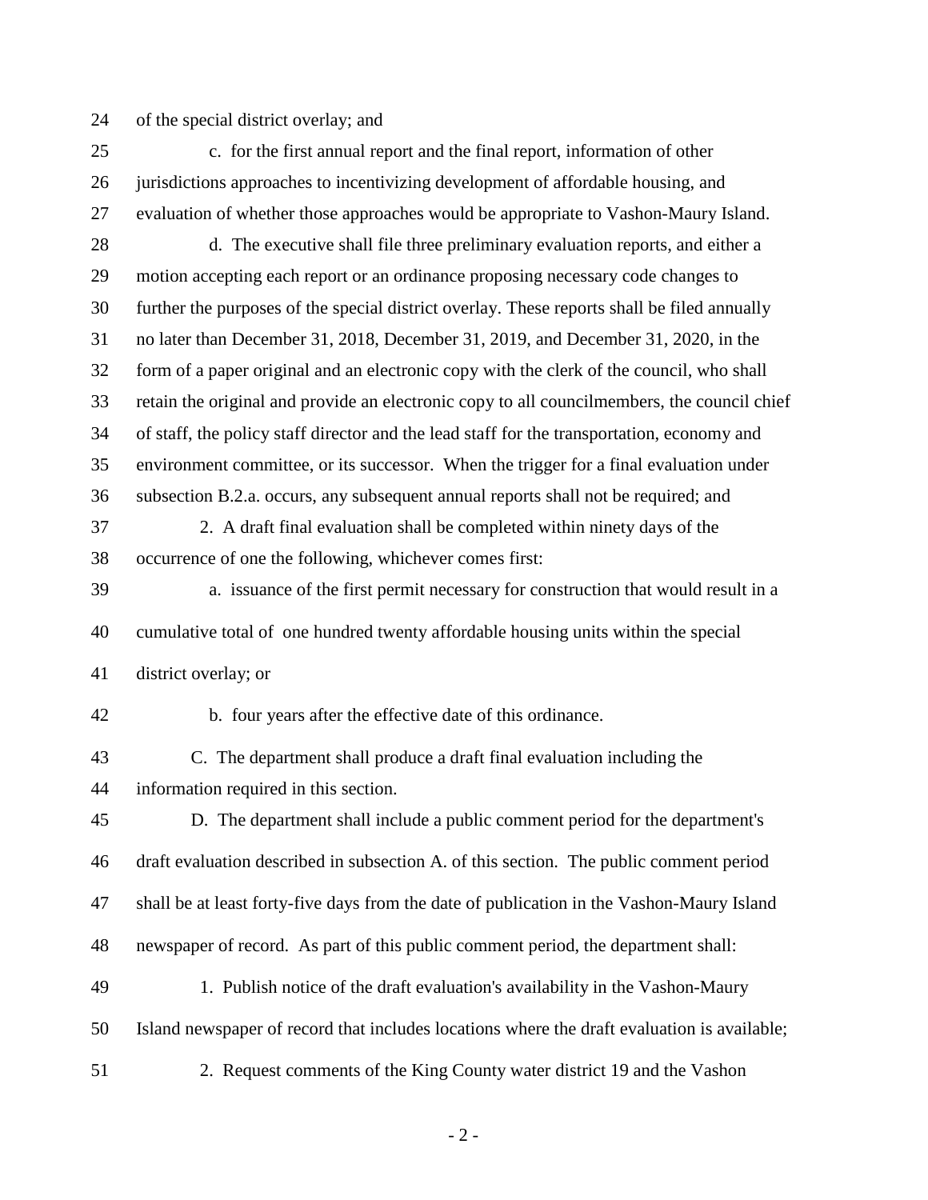of the special district overlay; and

c. for the first annual report and the final report, information of other jurisdictions approaches to incentivizing development of affordable housing, and evaluation of whether those approaches would be appropriate to Vashon-Maury Island.

d. The executive shall file three preliminary evaluation reports, and either a motion accepting each report or an ordinance proposing necessary code changes to further the purposes of the special district overlay. These reports shall be filed annually no later than December 31, 2018, December 31, 2019, and December 31, 2020, in the form of a paper original and an electronic copy with the clerk of the council, who shall retain the original and provide an electronic copy to all councilmembers, the council chief of staff, the policy staff director and the lead staff for the transportation, economy and environment committee, or its successor. When the trigger for a final evaluation under subsection B.2.a. occurs, any subsequent annual reports shall not be required; and

2. A draft final evaluation shall be completed within ninety days of the occurrence of one the following, whichever comes first:

a. issuance of the first permit necessary for construction that would result in a cumulative total of one hundred twenty affordable housing units within the special district overlay; or

b. four years after the effective date of this ordinance.

C. The department shall produce a draft final evaluation including the information required in this section.

D. The department shall include a public comment period for the department's draft evaluation described in subsection A. of this section. The public comment period shall be at least forty-five days from the date of publication in the Vashon-Maury Island newspaper of record. As part of this public comment period, the department shall:

1. Publish notice of the draft evaluation's availability in the Vashon-Maury Island newspaper of record that includes locations where the draft evaluation is available;

2. Request comments of the King County water district 19 and the Vashon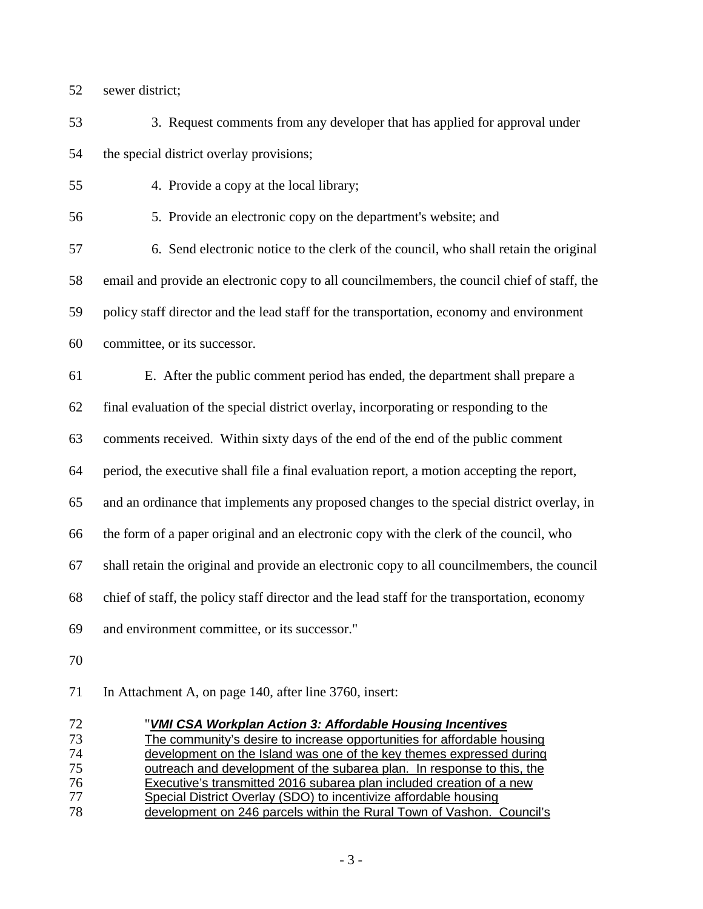52 sewer district;

53 3. Request comments from any developer that has applied for approval under

54 the special district overlay provisions;

55 4. Provide a copy at the local library;

56 5. Provide an electronic copy on the department's website; and

57 6. Send electronic notice to the clerk of the council, who shall retain the original

58 email and provide an electronic copy to all councilmembers, the council chief of staff, the

59 policy staff director and the lead staff for the transportation, economy and environment

60 committee, or its successor.

61 E. After the public comment period has ended, the department shall prepare a

62 final evaluation of the special district overlay, incorporating or responding to the

63 comments received. Within sixty days of the end of the end of the public comment

64 period, the executive shall file a final evaluation report, a motion accepting the report,

65 and an ordinance that implements any proposed changes to the special district overlay, in

66 the form of a paper original and an electronic copy with the clerk of the council, who

67 shall retain the original and provide an electronic copy to all councilmembers, the council

68 chief of staff, the policy staff director and the lead staff for the transportation, economy

69 and environment committee, or its successor."

70

71 In Attachment A, on page 140, after line 3760, insert:

72 "<u>***VMI CSA Workplan Action 3: Affordable Housing Incentives***</u>

73 <u>The community's desire to increase opportunities for affordable housing</u>

74 <u>development on the Island was one of the key themes expressed during</u>

75 <u>outreach and development of the subarea plan. In response to this, the</u>

76 <u>Executive's transmitted 2016 subarea plan included creation of a new</u>

77 <u>Special District Overlay (SDO) to incentivize affordable housing</u>

78 <u>development on 246 parcels within the Rural Town of Vashon. Council's</u>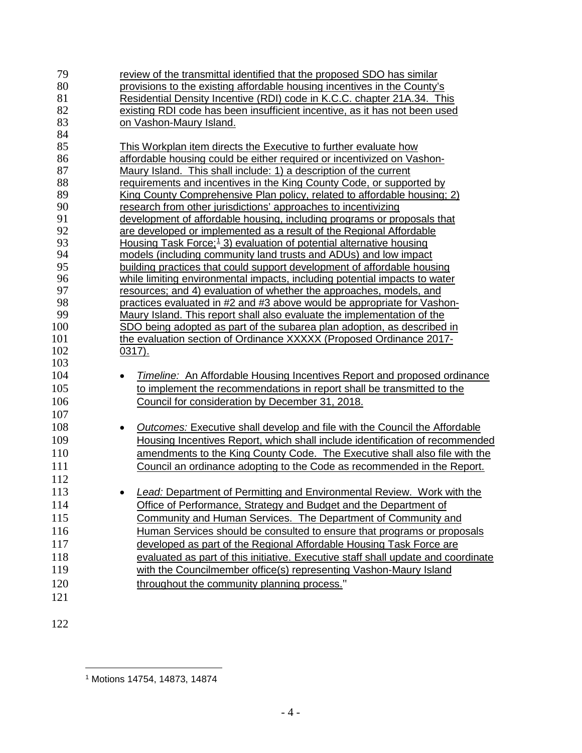review of the transmittal identified that the proposed SDO has similar provisions to the existing affordable housing incentives in the County's Residential Density Incentive (RDI) code in K.C.C. chapter 21A.34. This existing RDI code has been insufficient incentive, as it has not been used on Vashon-Maury Island.

This Workplan item directs the Executive to further evaluate how affordable housing could be either required or incentivized on Vashon-Maury Island. This shall include: 1) a description of the current requirements and incentives in the King County Code, or supported by King County Comprehensive Plan policy, related to affordable housing; 2) research from other jurisdictions' approaches to incentivizing development of affordable housing, including programs or proposals that are developed or implemented as a result of the Regional Affordable Housing Task Force;[1] 3) evaluation of potential alternative housing models (including community land trusts and ADUs) and low impact building practices that could support development of affordable housing while limiting environmental impacts, including potential impacts to water resources; and 4) evaluation of whether the approaches, models, and practices evaluated in #2 and #3 above would be appropriate for Vashon-Maury Island. This report shall also evaluate the implementation of the SDO being adopted as part of the subarea plan adoption, as described in the evaluation section of Ordinance XXXXX (Proposed Ordinance 2017-0317).

- *Timeline:* An Affordable Housing Incentives Report and proposed ordinance to implement the recommendations in report shall be transmitted to the Council for consideration by December 31, 2018.

- *Outcomes:* Executive shall develop and file with the Council the Affordable Housing Incentives Report, which shall include identification of recommended amendments to the King County Code. The Executive shall also file with the Council an ordinance adopting to the Code as recommended in the Report.

- *Lead:* Department of Permitting and Environmental Review. Work with the Office of Performance, Strategy and Budget and the Department of Community and Human Services. The Department of Community and Human Services should be consulted to ensure that programs or proposals developed as part of the Regional Affordable Housing Task Force are evaluated as part of this initiative. Executive staff shall update and coordinate with the Councilmember office(s) representing Vashon-Maury Island throughout the community planning process."

[1] Motions 14754, 14873, 14874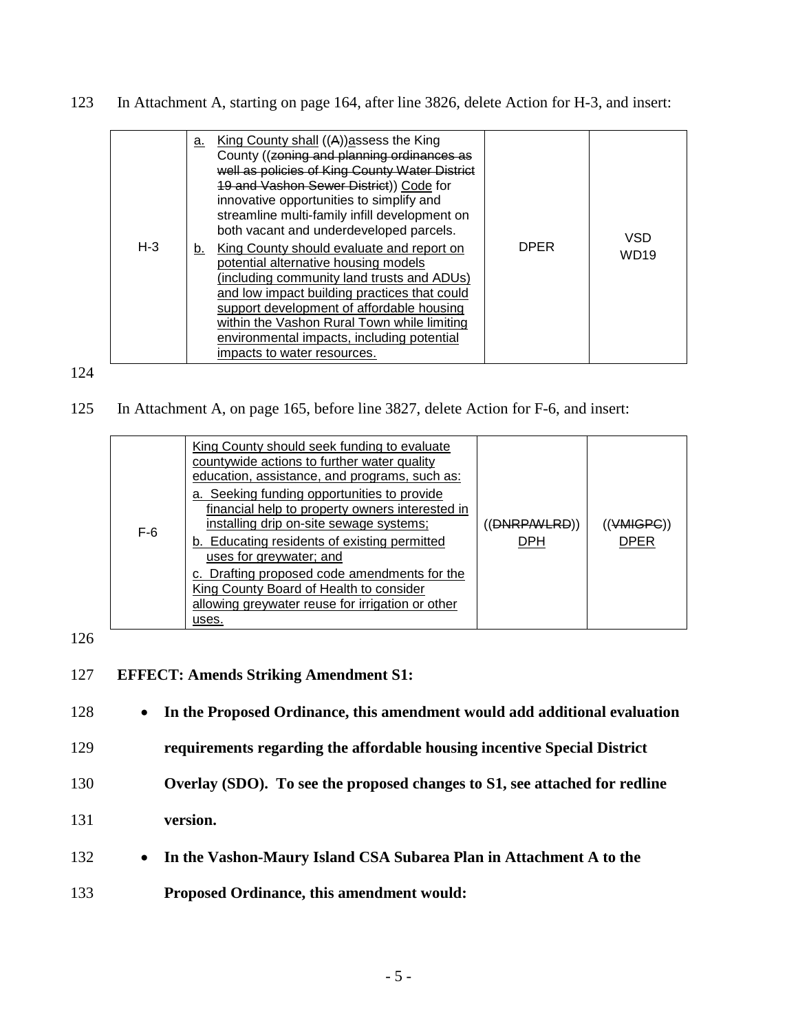123 In Attachment A, starting on page 164, after line 3826, delete Action for H-3, and insert:

| | | | |
|---|---|---|---|
| H-3 | a. King County shall ((A))assess the King County ((~~zoning and planning ordinances as well as policies of King County Water District 19 and Vashon Sewer District~~)) Code for innovative opportunities to simplify and streamline multi-family infill development on both vacant and underdeveloped parcels.<br>b. King County should evaluate and report on potential alternative housing models (including community land trusts and ADUs) and low impact building practices that could support development of affordable housing within the Vashon Rural Town while limiting environmental impacts, including potential impacts to water resources. | DPER | VSD WD19 |

124

125 In Attachment A, on page 165, before line 3827, delete Action for F-6, and insert:

| | | | |
|---|---|---|---|
| F-6 | King County should seek funding to evaluate countywide actions to further water quality education, assistance, and programs, such as:<br>a. Seeking funding opportunities to provide financial help to property owners interested in installing drip on-site sewage systems;<br>b. Educating residents of existing permitted uses for greywater; and<br>c. Drafting proposed code amendments for the King County Board of Health to consider allowing greywater reuse for irrigation or other uses. | ((~~DNRP/WLRD~~)) DPH | ((~~VMIGPC~~)) DPER |

126

127 **EFFECT: Amends Striking Amendment S1:**

128 - **In the Proposed Ordinance, this amendment would add additional evaluation**
129 **requirements regarding the affordable housing incentive Special District**
130 **Overlay (SDO). To see the proposed changes to S1, see attached for redline**
131 **version.**
132 - **In the Vashon-Maury Island CSA Subarea Plan in Attachment A to the**
133 **Proposed Ordinance, this amendment would:**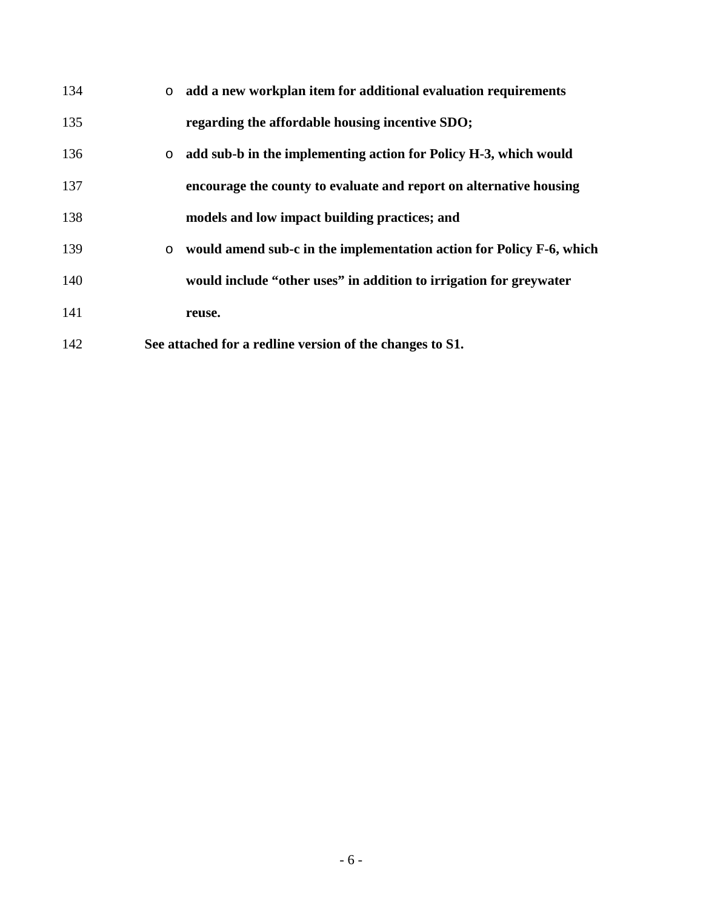- **add a new workplan item for additional evaluation requirements regarding the affordable housing incentive SDO;**
- **add sub-b in the implementing action for Policy H-3, which would encourage the county to evaluate and report on alternative housing models and low impact building practices; and**
- **would amend sub-c in the implementation action for Policy F-6, which would include "other uses" in addition to irrigation for greywater reuse.**

**See attached for a redline version of the changes to S1.**